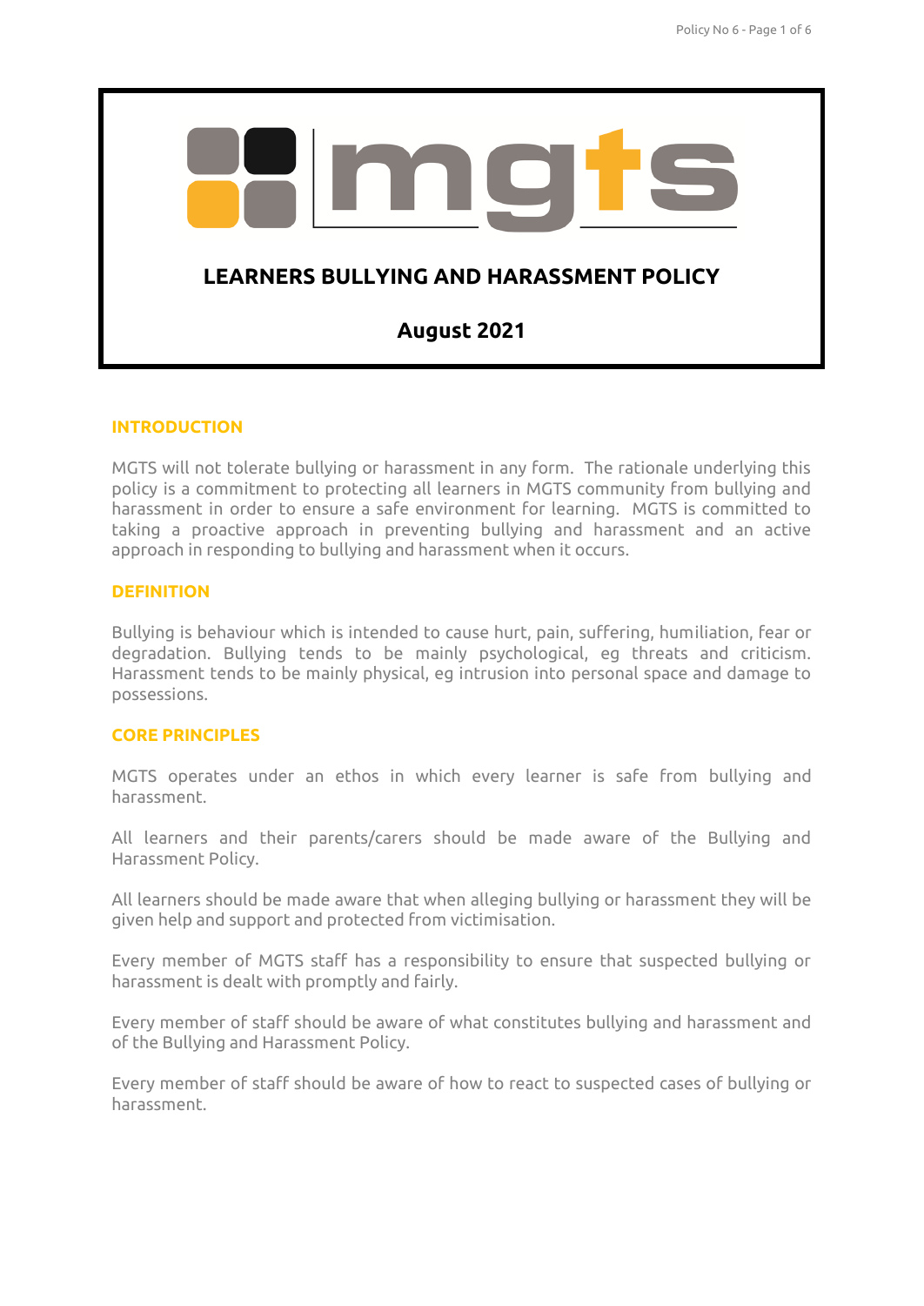# LEARNERS BULLYING AND HARASSMENT POLICY

**August 2021**

## INTRODUCTION

MGTS will not tolerate bullying or harassment in any form. The rationale underlying this policy is a commitment to protecting all learners in MGTS community from bullying and harassment in order to ensure a safe environment for learning. MGTS is committed to taking a proactive approach in preventing bullying and harassment and an active approach in responding to bullying and harassment when it occurs.

## DEFINITION

Bullying is behaviour which is intended to cause hurt, pain, suffering, humiliation, fear or degradation. Bullying tends to be mainly psychological, eg threats and criticism. Harassment tends to be mainly physical, eg intrusion into personal space and damage to possessions.

## CORE PRINCIPLES

MGTS operates under an ethos in which every learner is safe from bullying and harassment.

All learners and their parents/carers should be made aware of the Bullying and Harassment Policy.

All learners should be made aware that when alleging bullying or harassment they will be given help and support and protected from victimisation.

Every member of MGTS staff has a responsibility to ensure that suspected bullying or harassment is dealt with promptly and fairly.

Every member of staff should be aware of what constitutes bullying and harassment and of the Bullying and Harassment Policy.

Every member of staff should be aware of how to react to suspected cases of bullying or harassment.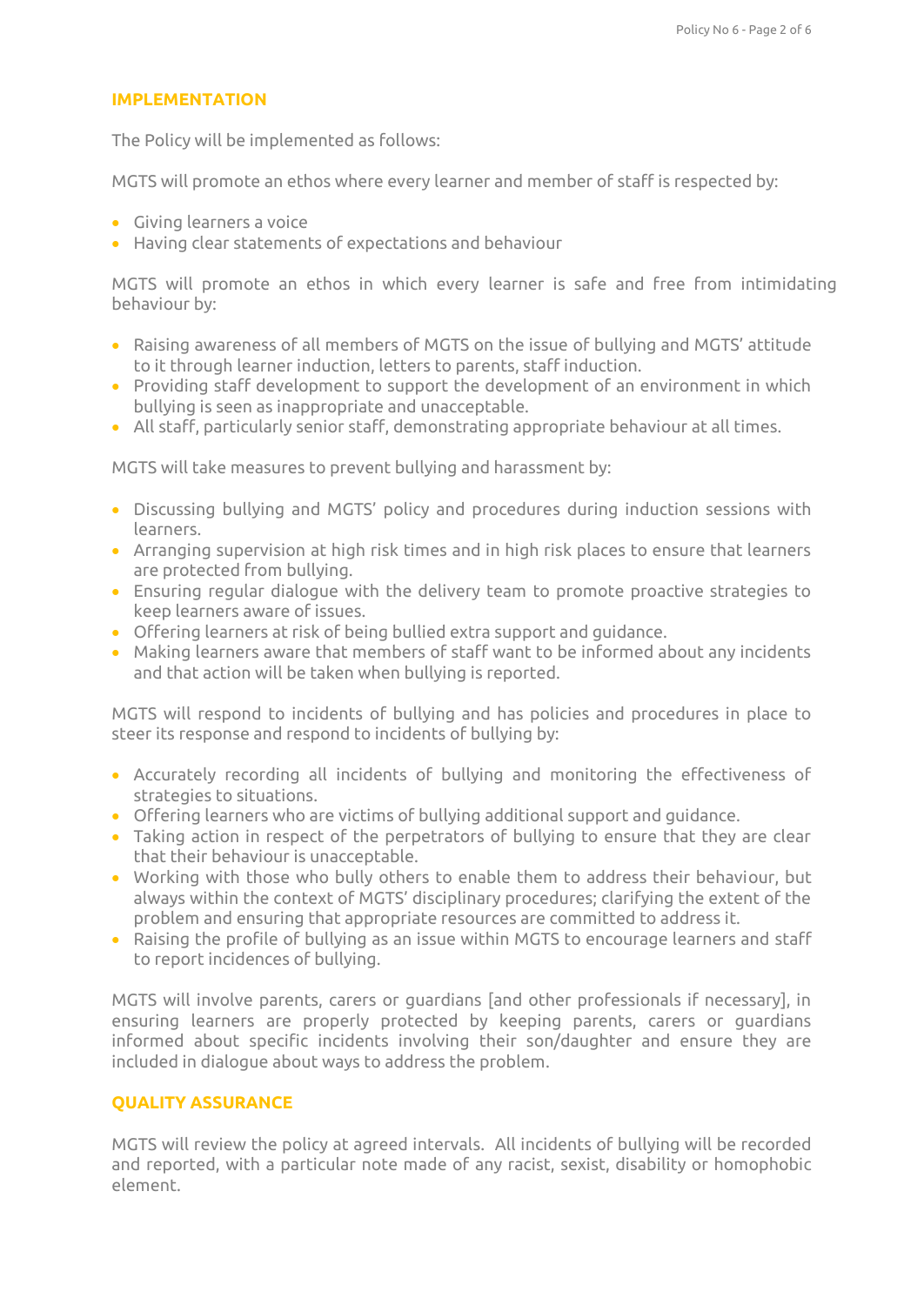## IMPLEMENTATION

The Policy will be implemented as follows:

MGTS will promote an ethos where every learner and member of staff is respected by:

- Giving learners a voice
- Having clear statements of expectations and behaviour

MGTS will promote an ethos in which every learner is safe and free from intimidating behaviour by:

- Raising awareness of all members of MGTS on the issue of bullying and MGTS' attitude to it through learner induction, letters to parents, staff induction.
- Providing staff development to support the development of an environment in which bullying is seen as inappropriate and unacceptable.
- All staff, particularly senior staff, demonstrating appropriate behaviour at all times.

MGTS will take measures to prevent bullying and harassment by:

- Discussing bullying and MGTS' policy and procedures during induction sessions with learners.
- Arranging supervision at high risk times and in high risk places to ensure that learners are protected from bullying.
- Ensuring regular dialogue with the delivery team to promote proactive strategies to keep learners aware of issues.
- Offering learners at risk of being bullied extra support and guidance.
- Making learners aware that members of staff want to be informed about any incidents and that action will be taken when bullying is reported.

MGTS will respond to incidents of bullying and has policies and procedures in place to steer its response and respond to incidents of bullying by:

- Accurately recording all incidents of bullying and monitoring the effectiveness of strategies to situations.
- Offering learners who are victims of bullying additional support and guidance.
- Taking action in respect of the perpetrators of bullying to ensure that they are clear that their behaviour is unacceptable.
- Working with those who bully others to enable them to address their behaviour, but always within the context of MGTS' disciplinary procedures; clarifying the extent of the problem and ensuring that appropriate resources are committed to address it.
- Raising the profile of bullying as an issue within MGTS to encourage learners and staff to report incidences of bullying.

MGTS will involve parents, carers or guardians [and other professionals if necessary], in ensuring learners are properly protected by keeping parents, carers or guardians informed about specific incidents involving their son/daughter and ensure they are included in dialogue about ways to address the problem.

## QUALITY ASSURANCE

MGTS will review the policy at agreed intervals. All incidents of bullying will be recorded and reported, with a particular note made of any racist, sexist, disability or homophobic element.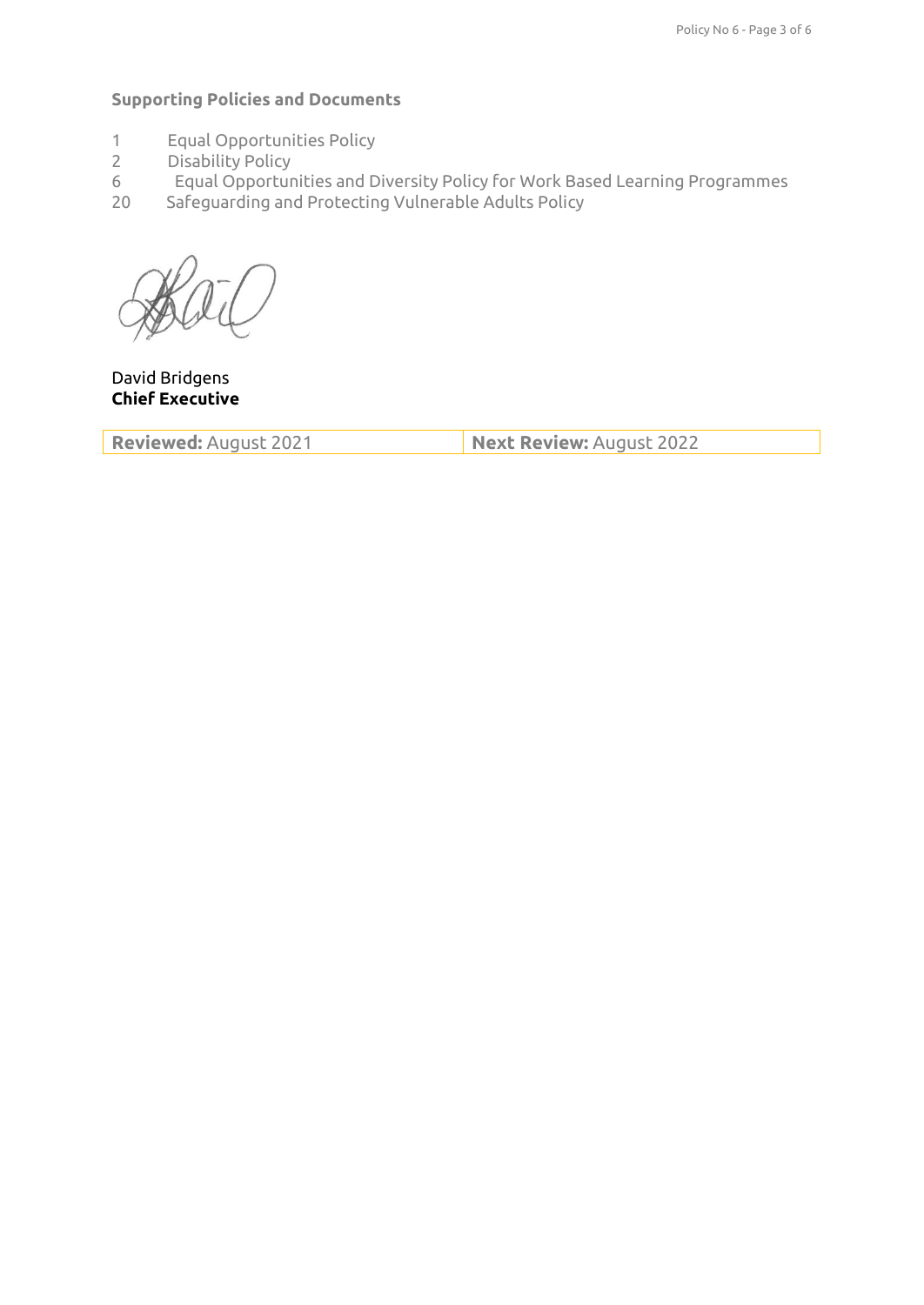**Supporting Policies and Documents**

1 Equal Opportunities Policy
2 Disability Policy
6 Equal Opportunities and Diversity Policy for Work Based Learning Programmes
20 Safeguarding and Protecting Vulnerable Adults Policy

David Bridgens
**Chief Executive**

| **Reviewed:** August 2021 | **Next Review:** August 2022 |
| --- | --- |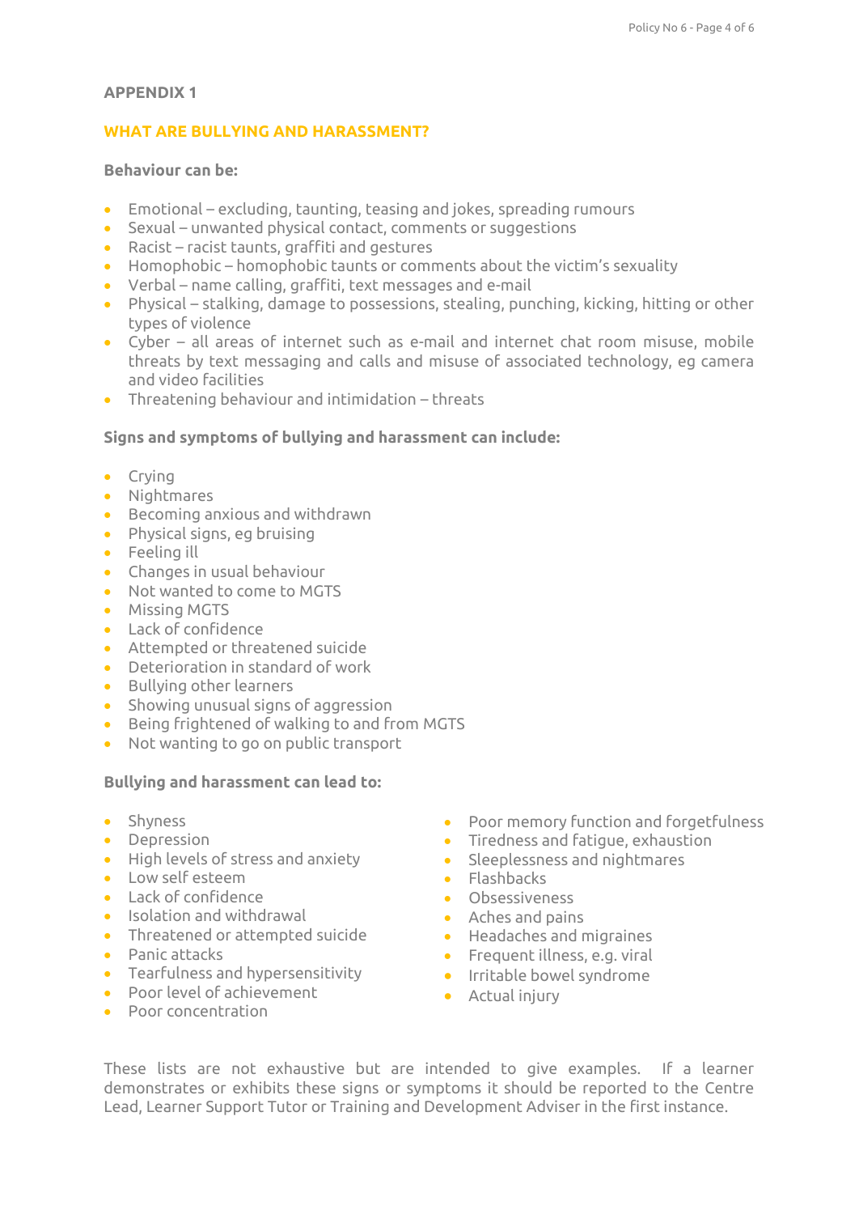## APPENDIX 1

## WHAT ARE BULLYING AND HARASSMENT?

**Behaviour can be:**

- Emotional – excluding, taunting, teasing and jokes, spreading rumours
- Sexual – unwanted physical contact, comments or suggestions
- Racist – racist taunts, graffiti and gestures
- Homophobic – homophobic taunts or comments about the victim's sexuality
- Verbal – name calling, graffiti, text messages and e-mail
- Physical – stalking, damage to possessions, stealing, punching, kicking, hitting or other types of violence
- Cyber – all areas of internet such as e-mail and internet chat room misuse, mobile threats by text messaging and calls and misuse of associated technology, eg camera and video facilities
- Threatening behaviour and intimidation – threats

**Signs and symptoms of bullying and harassment can include:**

- Crying
- Nightmares
- Becoming anxious and withdrawn
- Physical signs, eg bruising
- Feeling ill
- Changes in usual behaviour
- Not wanted to come to MGTS
- Missing MGTS
- Lack of confidence
- Attempted or threatened suicide
- Deterioration in standard of work
- Bullying other learners
- Showing unusual signs of aggression
- Being frightened of walking to and from MGTS
- Not wanting to go on public transport

**Bullying and harassment can lead to:**

- Shyness
- Depression
- High levels of stress and anxiety
- Low self esteem
- Lack of confidence
- Isolation and withdrawal
- Threatened or attempted suicide
- Panic attacks
- Tearfulness and hypersensitivity
- Poor level of achievement
- Poor concentration
- Poor memory function and forgetfulness
- Tiredness and fatigue, exhaustion
- Sleeplessness and nightmares
- Flashbacks
- Obsessiveness
- Aches and pains
- Headaches and migraines
- Frequent illness, e.g. viral
- Irritable bowel syndrome
- Actual injury

These lists are not exhaustive but are intended to give examples. If a learner demonstrates or exhibits these signs or symptoms it should be reported to the Centre Lead, Learner Support Tutor or Training and Development Adviser in the first instance.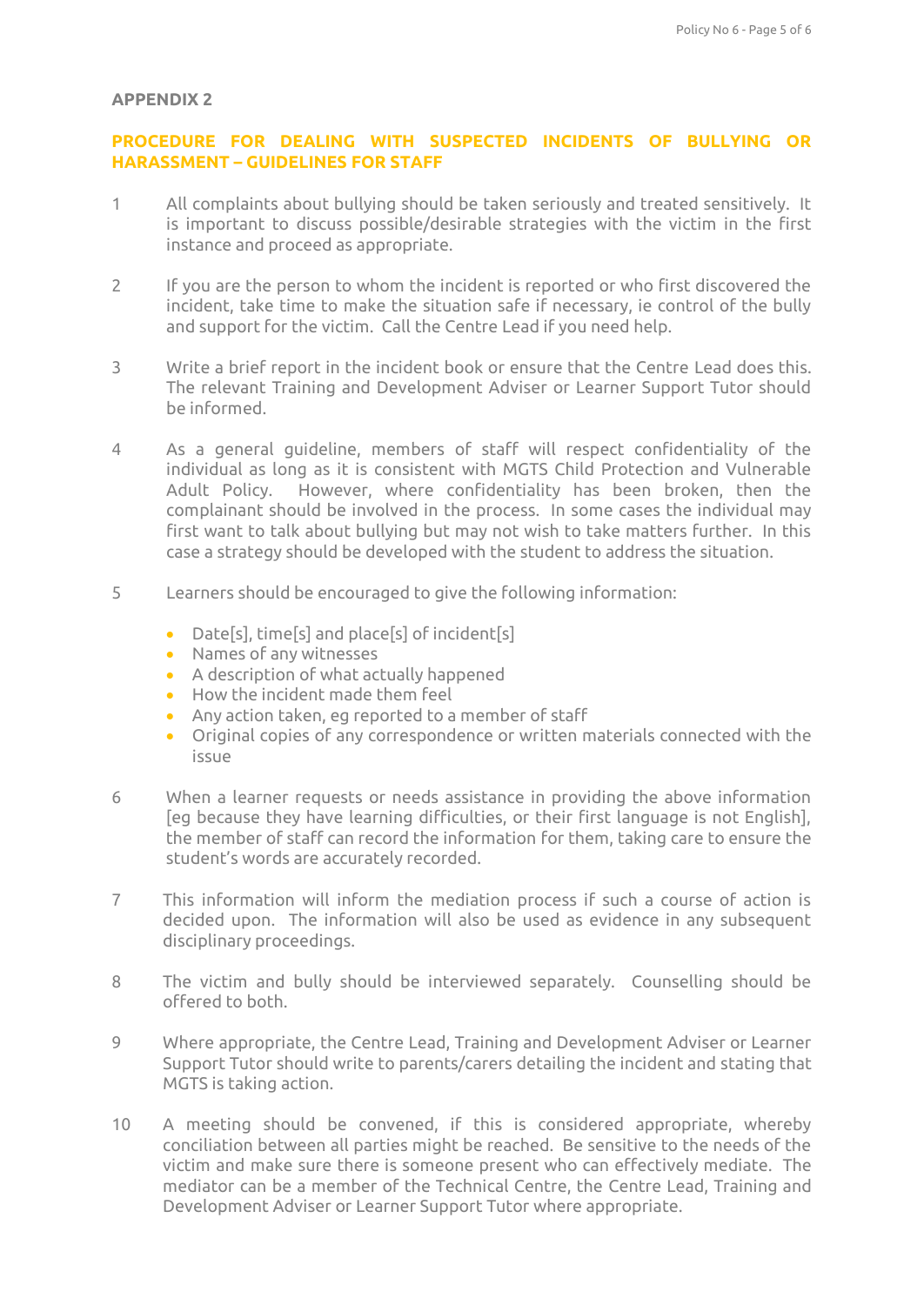**APPENDIX 2**

**PROCEDURE FOR DEALING WITH SUSPECTED INCIDENTS OF BULLYING OR HARASSMENT – GUIDELINES FOR STAFF**

1. All complaints about bullying should be taken seriously and treated sensitively. It is important to discuss possible/desirable strategies with the victim in the first instance and proceed as appropriate.

2. If you are the person to whom the incident is reported or who first discovered the incident, take time to make the situation safe if necessary, ie control of the bully and support for the victim. Call the Centre Lead if you need help.

3. Write a brief report in the incident book or ensure that the Centre Lead does this. The relevant Training and Development Adviser or Learner Support Tutor should be informed.

4. As a general guideline, members of staff will respect confidentiality of the individual as long as it is consistent with MGTS Child Protection and Vulnerable Adult Policy. However, where confidentiality has been broken, then the complainant should be involved in the process. In some cases the individual may first want to talk about bullying but may not wish to take matters further. In this case a strategy should be developed with the student to address the situation.

5. Learners should be encouraged to give the following information:

   - Date[s], time[s] and place[s] of incident[s]
   - Names of any witnesses
   - A description of what actually happened
   - How the incident made them feel
   - Any action taken, eg reported to a member of staff
   - Original copies of any correspondence or written materials connected with the issue

6. When a learner requests or needs assistance in providing the above information [eg because they have learning difficulties, or their first language is not English], the member of staff can record the information for them, taking care to ensure the student's words are accurately recorded.

7. This information will inform the mediation process if such a course of action is decided upon. The information will also be used as evidence in any subsequent disciplinary proceedings.

8. The victim and bully should be interviewed separately. Counselling should be offered to both.

9. Where appropriate, the Centre Lead, Training and Development Adviser or Learner Support Tutor should write to parents/carers detailing the incident and stating that MGTS is taking action.

10. A meeting should be convened, if this is considered appropriate, whereby conciliation between all parties might be reached. Be sensitive to the needs of the victim and make sure there is someone present who can effectively mediate. The mediator can be a member of the Technical Centre, the Centre Lead, Training and Development Adviser or Learner Support Tutor where appropriate.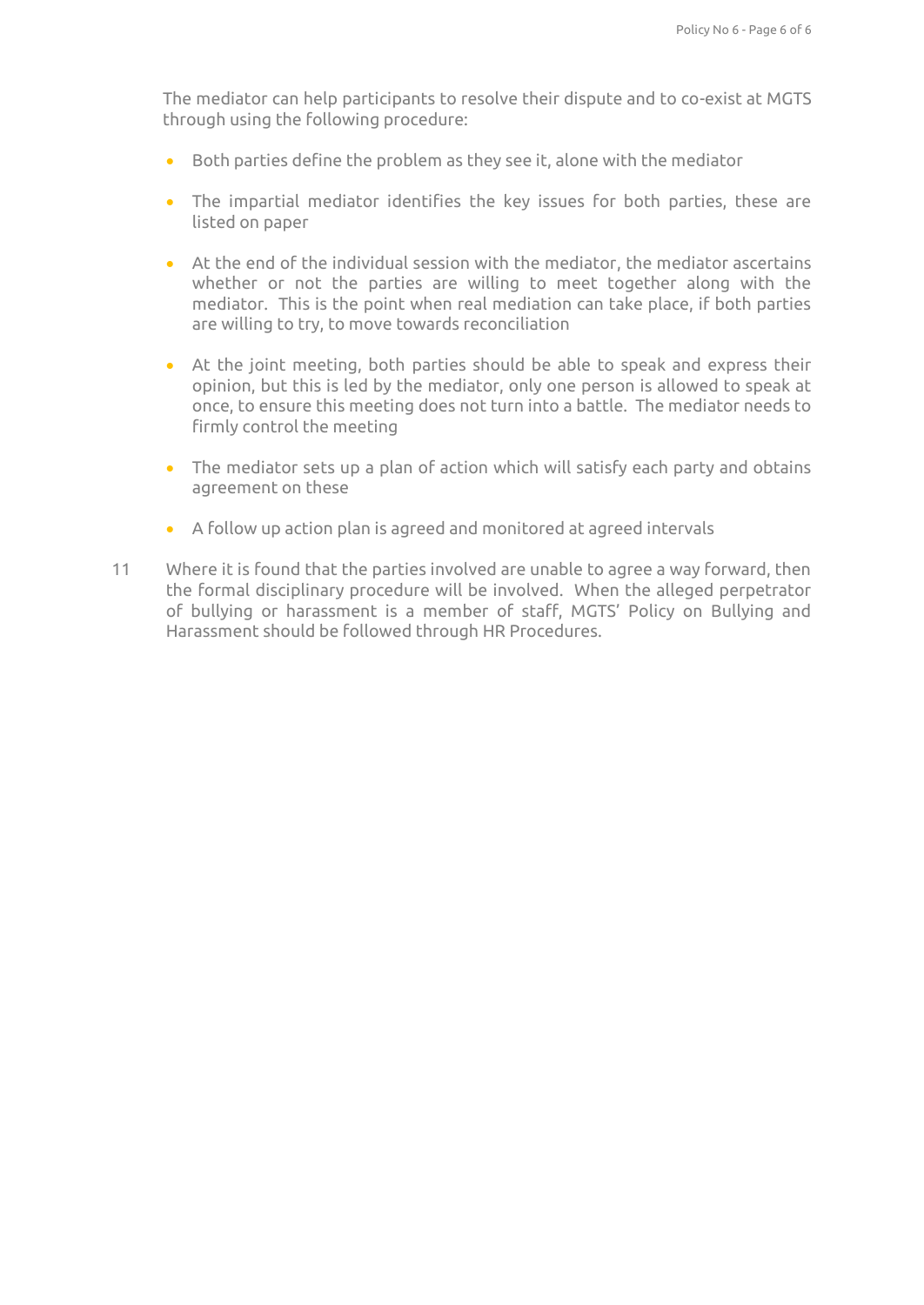The mediator can help participants to resolve their dispute and to co-exist at MGTS through using the following procedure:

- Both parties define the problem as they see it, alone with the mediator
- The impartial mediator identifies the key issues for both parties, these are listed on paper
- At the end of the individual session with the mediator, the mediator ascertains whether or not the parties are willing to meet together along with the mediator. This is the point when real mediation can take place, if both parties are willing to try, to move towards reconciliation
- At the joint meeting, both parties should be able to speak and express their opinion, but this is led by the mediator, only one person is allowed to speak at once, to ensure this meeting does not turn into a battle. The mediator needs to firmly control the meeting
- The mediator sets up a plan of action which will satisfy each party and obtains agreement on these
- A follow up action plan is agreed and monitored at agreed intervals

11 Where it is found that the parties involved are unable to agree a way forward, then the formal disciplinary procedure will be involved. When the alleged perpetrator of bullying or harassment is a member of staff, MGTS' Policy on Bullying and Harassment should be followed through HR Procedures.